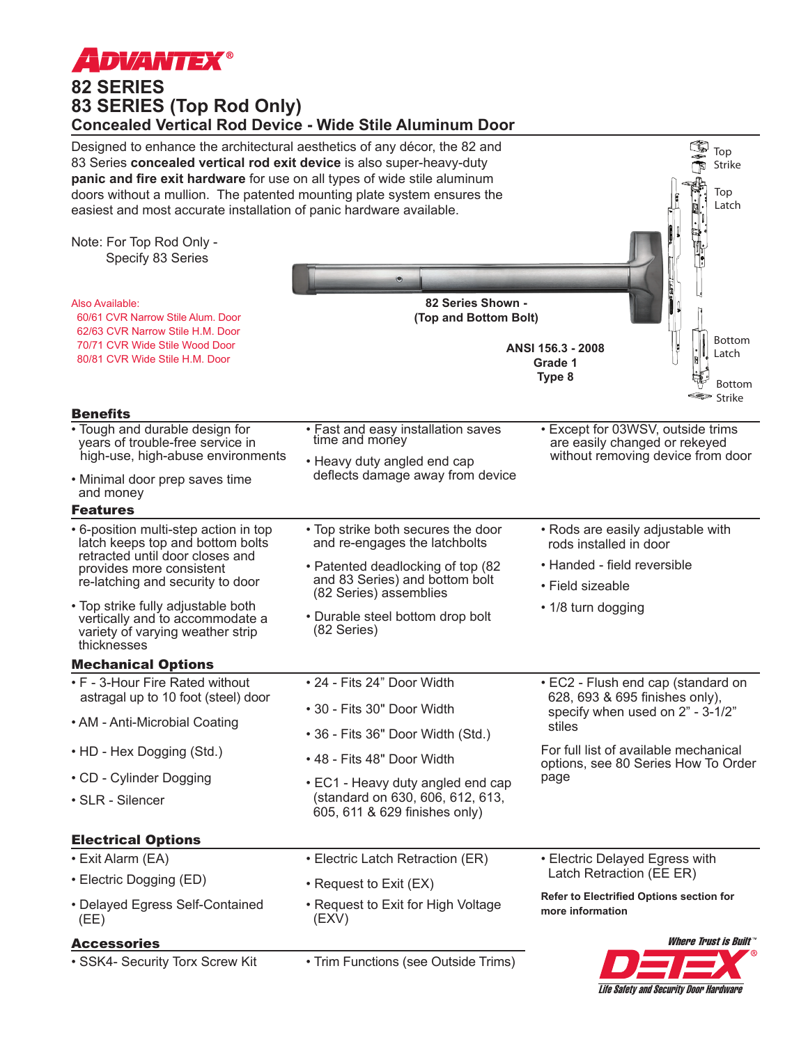# ADVANTEX®

## 82 SERIES
## 83 SERIES (Top Rod Only)
### Concealed Vertical Rod Device - Wide Stile Aluminum Door

Designed to enhance the architectural aesthetics of any décor, the 82 and 83 Series **concealed vertical rod exit device** is also super-heavy-duty **panic and fire exit hardware** for use on all types of wide stile aluminum doors without a mullion. The patented mounting plate system ensures the easiest and most accurate installation of panic hardware available.

Note: For Top Rod Only - Specify 83 Series

Also Available:
- 60/61 CVR Narrow Stile Alum. Door
- 62/63 CVR Narrow Stile H.M. Door
- 70/71 CVR Wide Stile Wood Door
- 80/81 CVR Wide Stile H.M. Door

**82 Series Shown - (Top and Bottom Bolt)**

**ANSI 156.3 - 2008**
**Grade 1**
**Type 8**

Top Strike
Top Latch
Bottom Latch
Bottom Strike

### Benefits

- Tough and durable design for years of trouble-free service in high-use, high-abuse environments
- Minimal door prep saves time and money
- Fast and easy installation saves time and money
- Heavy duty angled end cap deflects damage away from device
- Except for 03WSV, outside trims are easily changed or rekeyed without removing device from door

### Features

- 6-position multi-step action in top latch keeps top and bottom bolts retracted until door closes and provides more consistent re-latching and security to door
- Top strike fully adjustable both vertically and to accommodate a variety of varying weather strip thicknesses
- Top strike both secures the door and re-engages the latchbolts
- Patented deadlocking of top (82 and 83 Series) and bottom bolt (82 Series) assemblies
- Durable steel bottom drop bolt (82 Series)
- Rods are easily adjustable with rods installed in door
- Handed - field reversible
- Field sizeable
- 1/8 turn dogging

### Mechanical Options

- F - 3-Hour Fire Rated without astragal up to 10 foot (steel) door
- AM - Anti-Microbial Coating
- HD - Hex Dogging (Std.)
- CD - Cylinder Dogging
- SLR - Silencer
- 24 - Fits 24" Door Width
- 30 - Fits 30" Door Width
- 36 - Fits 36" Door Width (Std.)
- 48 - Fits 48" Door Width
- EC1 - Heavy duty angled end cap (standard on 630, 606, 612, 613, 605, 611 & 629 finishes only)
- EC2 - Flush end cap (standard on 628, 693 & 695 finishes only), specify when used on 2" - 3-1/2" stiles

For full list of available mechanical options, see 80 Series How To Order page

### Electrical Options

- Exit Alarm (EA)
- Electric Dogging (ED)
- Delayed Egress Self-Contained (EE)
- Electric Latch Retraction (ER)
- Request to Exit (EX)
- Request to Exit for High Voltage (EXV)
- Electric Delayed Egress with Latch Retraction (EE ER)

**Refer to Electrified Options section for more information**

### Accessories

- SSK4- Security Torx Screw Kit
- Trim Functions (see Outside Trims)

*Where Trust is Built™*
**DETEX®**
*Life Safety and Security Door Hardware*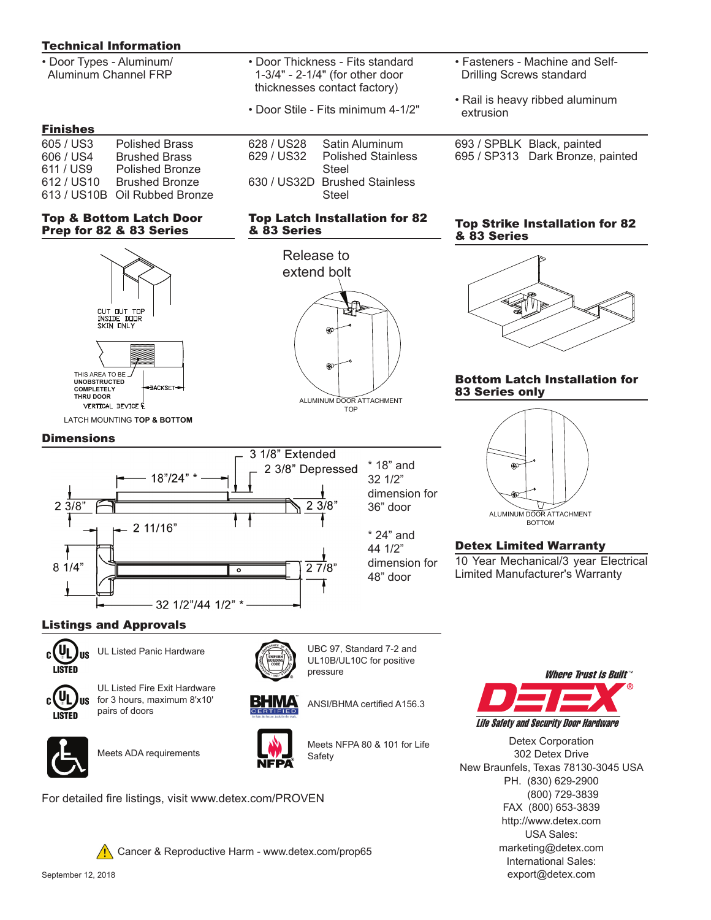## Technical Information

- Door Types - Aluminum/ Aluminum Channel FRP
- Door Thickness - Fits standard 1-3/4" - 2-1/4" (for other door thicknesses contact factory)
- Door Stile - Fits minimum 4-1/2"
- Fasteners - Machine and Self-Drilling Screws standard
- Rail is heavy ribbed aluminum extrusion

## Finishes

| | | | | | |
|---|---|---|---|---|---|
| 605 / US3 | Polished Brass | 628 / US28 | Satin Aluminum | 693 / SPBLK | Black, painted |
| 606 / US4 | Brushed Brass | 629 / US32 | Polished Stainless Steel | 695 / SP313 | Dark Bronze, painted |
| 611 / US9 | Polished Bronze | 630 / US32D | Brushed Stainless Steel | | |
| 612 / US10 | Brushed Bronze | | | | |
| 613 / US10B | Oil Rubbed Bronze | | | | |

## Top & Bottom Latch Door Prep for 82 & 83 Series

CUT OUT TOP INSIDE DOOR SKIN ONLY

THIS AREA TO BE UNOBSTRUCTED COMPLETELY THRU DOOR

BACKSET

VERTICAL DEVICE ℄

LATCH MOUNTING **TOP & BOTTOM**

## Top Latch Installation for 82 & 83 Series

Release to extend bolt

ALUMINUM DOOR ATTACHMENT TOP

## Top Strike Installation for 82 & 83 Series

## Bottom Latch Installation for 83 Series only

ALUMINUM DOOR ATTACHMENT BOTTOM

## Dimensions

3 1/8" Extended

2 3/8" Depressed

18"/24" *

2 3/8"

2 3/8"

2 11/16"

8 1/4"

2 7/8"

32 1/2"/44 1/2" *

* 18" and 32 1/2" dimension for 36" door

* 24" and 44 1/2" dimension for 48" door

## Detex Limited Warranty

10 Year Mechanical/3 year Electrical Limited Manufacturer's Warranty

## Listings and Approvals

UL Listed Panic Hardware

UL Listed Fire Exit Hardware for 3 hours, maximum 8'x10' pairs of doors

Meets ADA requirements

UBC 97, Standard 7-2 and UL10B/UL10C for positive pressure

ANSI/BHMA certified A156.3

Meets NFPA 80 & 101 for Life Safety

For detailed fire listings, visit www.detex.com/PROVEN

Cancer & Reproductive Harm - www.detex.com/prop65

September 12, 2018

*Where Trust is Built*™

DETEX®

*Life Safety and Security Door Hardware*

Detex Corporation
302 Detex Drive
New Braunfels, Texas 78130-3045 USA
PH. (830) 629-2900
(800) 729-3839
FAX (800) 653-3839
http://www.detex.com
USA Sales:
marketing@detex.com
International Sales:
export@detex.com